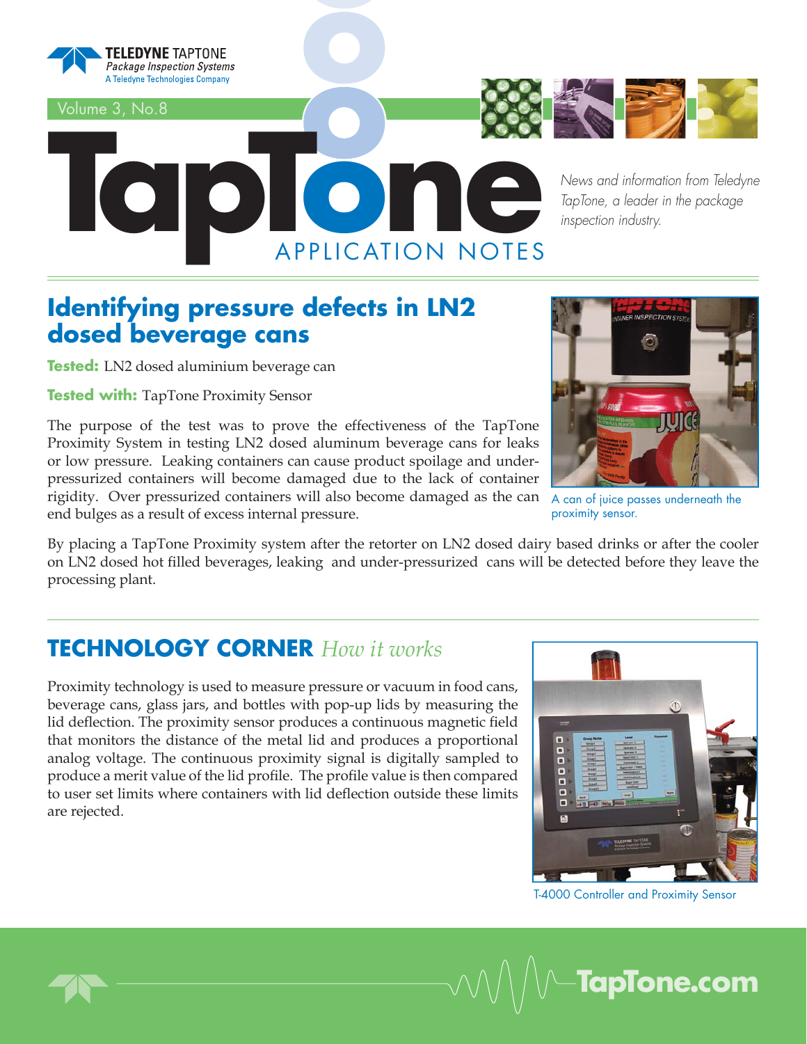TELEDYNE TAPTONE
*Package Inspection Systems*
A Teledyne Technologies Company

Volume 3, No.8

# TapTone APPLICATION NOTES

*News and information from Teledyne TapTone, a leader in the package inspection industry.*

## Identifying pressure defects in LN2 dosed beverage cans

**Tested:** LN2 dosed aluminium beverage can

**Tested with:** TapTone Proximity Sensor

The purpose of the test was to prove the effectiveness of the TapTone Proximity System in testing LN2 dosed aluminum beverage cans for leaks or low pressure. Leaking containers can cause product spoilage and under-pressurized containers will become damaged due to the lack of container rigidity. Over pressurized containers will also become damaged as the can end bulges as a result of excess internal pressure.

A can of juice passes underneath the proximity sensor.

By placing a TapTone Proximity system after the retorter on LN2 dosed dairy based drinks or after the cooler on LN2 dosed hot filled beverages, leaking and under-pressurized cans will be detected before they leave the processing plant.

## TECHNOLOGY CORNER *How it works*

Proximity technology is used to measure pressure or vacuum in food cans, beverage cans, glass jars, and bottles with pop-up lids by measuring the lid deflection. The proximity sensor produces a continuous magnetic field that monitors the distance of the metal lid and produces a proportional analog voltage. The continuous proximity signal is digitally sampled to produce a merit value of the lid profile. The profile value is then compared to user set limits where containers with lid deflection outside these limits are rejected.

T-4000 Controller and Proximity Sensor

TapTone.com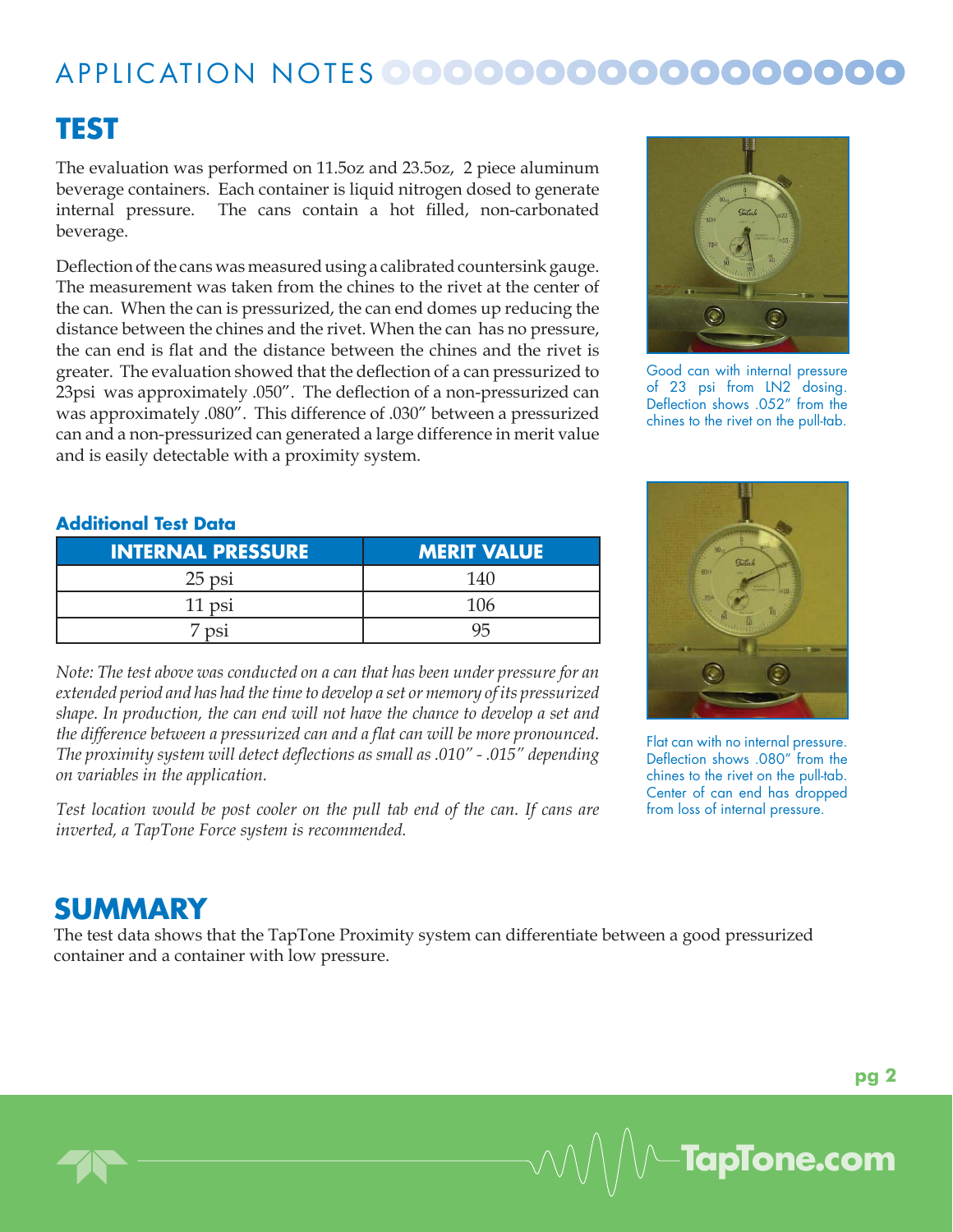## TEST

The evaluation was performed on 11.5oz and 23.5oz, 2 piece aluminum beverage containers. Each container is liquid nitrogen dosed to generate internal pressure. The cans contain a hot filled, non-carbonated beverage.

Deflection of the cans was measured using a calibrated countersink gauge. The measurement was taken from the chines to the rivet at the center of the can. When the can is pressurized, the can end domes up reducing the distance between the chines and the rivet. When the can has no pressure, the can end is flat and the distance between the chines and the rivet is greater. The evaluation showed that the deflection of a can pressurized to 23psi was approximately .050". The deflection of a non-pressurized can was approximately .080". This difference of .030" between a pressurized can and a non-pressurized can generated a large difference in merit value and is easily detectable with a proximity system.

Good can with internal pressure of 23 psi from LN2 dosing. Deflection shows .052" from the chines to the rivet on the pull-tab.

### Additional Test Data

| INTERNAL PRESSURE | MERIT VALUE |
|---|---|
| 25 psi | 140 |
| 11 psi | 106 |
| 7 psi | 95 |

*Note: The test above was conducted on a can that has been under pressure for an extended period and has had the time to develop a set or memory of its pressurized shape. In production, the can end will not have the chance to develop a set and the difference between a pressurized can and a flat can will be more pronounced. The proximity system will detect deflections as small as .010" - .015" depending on variables in the application.*

*Test location would be post cooler on the pull tab end of the can. If cans are inverted, a TapTone Force system is recommended.*

Flat can with no internal pressure. Deflection shows .080" from the chines to the rivet on the pull-tab. Center of can end has dropped from loss of internal pressure.

## SUMMARY

The test data shows that the TapTone Proximity system can differentiate between a good pressurized container and a container with low pressure.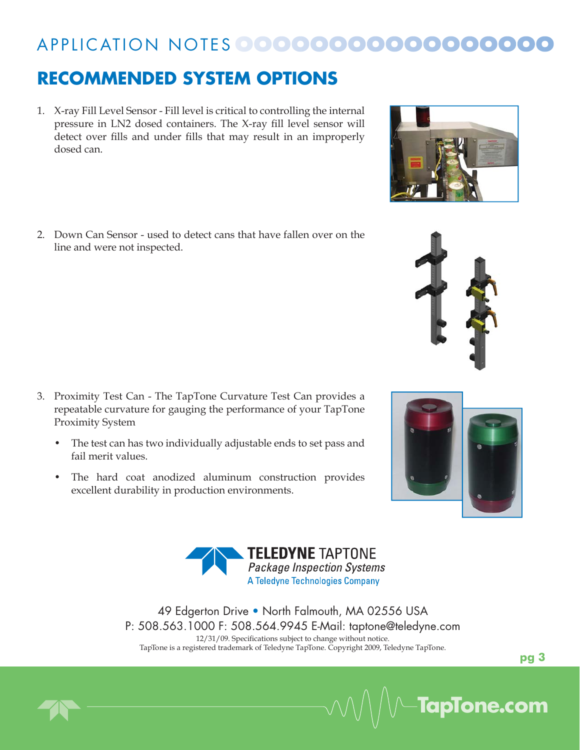## RECOMMENDED SYSTEM OPTIONS

1. X-ray Fill Level Sensor - Fill level is critical to controlling the internal pressure in LN2 dosed containers. The X-ray fill level sensor will detect over fills and under fills that may result in an improperly dosed can.

2. Down Can Sensor - used to detect cans that have fallen over on the line and were not inspected.

3. Proximity Test Can - The TapTone Curvature Test Can provides a repeatable curvature for gauging the performance of your TapTone Proximity System
   - The test can has two individually adjustable ends to set pass and fail merit values.
   - The hard coat anodized aluminum construction provides excellent durability in production environments.

**TELEDYNE** TAPTONE
*Package Inspection Systems*
A Teledyne Technologies Company

49 Edgerton Drive • North Falmouth, MA 02556 USA
P: 508.563.1000 F: 508.564.9945 E-Mail: taptone@teledyne.com
12/31/09. Specifications subject to change without notice.
TapTone is a registered trademark of Teledyne TapTone. Copyright 2009, Teledyne TapTone.

TapTone.com